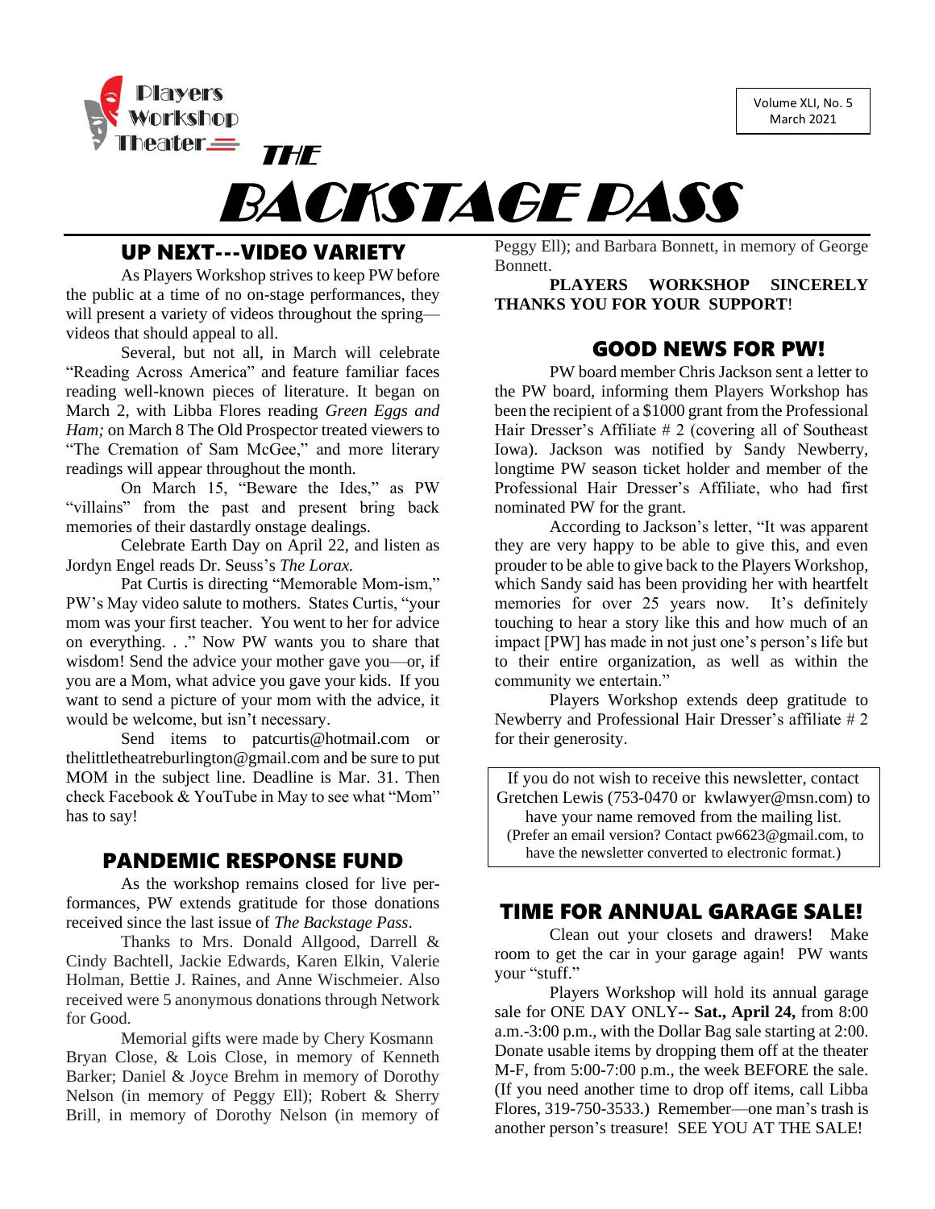Players Workshop Theater

Volume XLI, No. 5
March 2021

# THE BACKSTAGE PASS

## UP NEXT---VIDEO VARIETY

As Players Workshop strives to keep PW before the public at a time of no on-stage performances, they will present a variety of videos throughout the spring—videos that should appeal to all.

Several, but not all, in March will celebrate "Reading Across America" and feature familiar faces reading well-known pieces of literature. It began on March 2, with Libba Flores reading *Green Eggs and Ham;* on March 8 The Old Prospector treated viewers to "The Cremation of Sam McGee," and more literary readings will appear throughout the month.

On March 15, "Beware the Ides," as PW "villains" from the past and present bring back memories of their dastardly onstage dealings.

Celebrate Earth Day on April 22, and listen as Jordyn Engel reads Dr. Seuss's *The Lorax.*

Pat Curtis is directing "Memorable Mom-ism," PW's May video salute to mothers. States Curtis, "your mom was your first teacher. You went to her for advice on everything. . ." Now PW wants you to share that wisdom! Send the advice your mother gave you—or, if you are a Mom, what advice you gave your kids. If you want to send a picture of your mom with the advice, it would be welcome, but isn't necessary.

Send items to patcurtis@hotmail.com or thelittletheatreburlington@gmail.com and be sure to put MOM in the subject line. Deadline is Mar. 31. Then check Facebook & YouTube in May to see what "Mom" has to say!

## PANDEMIC RESPONSE FUND

As the workshop remains closed for live performances, PW extends gratitude for those donations received since the last issue of *The Backstage Pass*.

Thanks to Mrs. Donald Allgood, Darrell & Cindy Bachtell, Jackie Edwards, Karen Elkin, Valerie Holman, Bettie J. Raines, and Anne Wischmeier. Also received were 5 anonymous donations through Network for Good.

Memorial gifts were made by Chery Kosmann Bryan Close, & Lois Close, in memory of Kenneth Barker; Daniel & Joyce Brehm in memory of Dorothy Nelson (in memory of Peggy Ell); Robert & Sherry Brill, in memory of Dorothy Nelson (in memory of Peggy Ell); and Barbara Bonnett, in memory of George Bonnett.

**PLAYERS WORKSHOP SINCERELY THANKS YOU FOR YOUR SUPPORT**!

## GOOD NEWS FOR PW!

PW board member Chris Jackson sent a letter to the PW board, informing them Players Workshop has been the recipient of a $1000 grant from the Professional Hair Dresser's Affiliate # 2 (covering all of Southeast Iowa). Jackson was notified by Sandy Newberry, longtime PW season ticket holder and member of the Professional Hair Dresser's Affiliate, who had first nominated PW for the grant.

According to Jackson's letter, "It was apparent they are very happy to be able to give this, and even prouder to be able to give back to the Players Workshop, which Sandy said has been providing her with heartfelt memories for over 25 years now. It's definitely touching to hear a story like this and how much of an impact [PW] has made in not just one's person's life but to their entire organization, as well as within the community we entertain."

Players Workshop extends deep gratitude to Newberry and Professional Hair Dresser's affiliate # 2 for their generosity.

If you do not wish to receive this newsletter, contact Gretchen Lewis (753-0470 or kwlawyer@msn.com) to have your name removed from the mailing list. (Prefer an email version? Contact pw6623@gmail.com, to have the newsletter converted to electronic format.)

## TIME FOR ANNUAL GARAGE SALE!

Clean out your closets and drawers! Make room to get the car in your garage again! PW wants your "stuff."

Players Workshop will hold its annual garage sale for ONE DAY ONLY-- **Sat., April 24,** from 8:00 a.m.-3:00 p.m., with the Dollar Bag sale starting at 2:00. Donate usable items by dropping them off at the theater M-F, from 5:00-7:00 p.m., the week BEFORE the sale. (If you need another time to drop off items, call Libba Flores, 319-750-3533.) Remember—one man's trash is another person's treasure! SEE YOU AT THE SALE!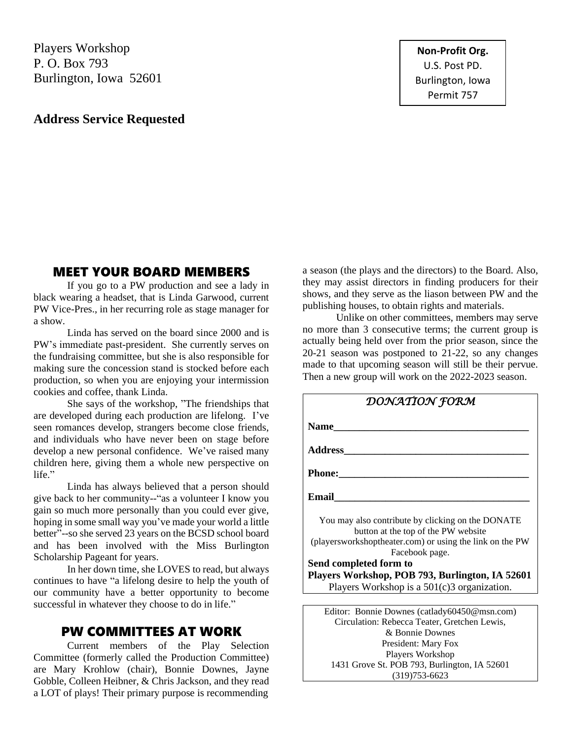Players Workshop
P. O. Box 793
Burlington, Iowa 52601

**Non-Profit Org.**
U.S. Post PD.
Burlington, Iowa
Permit 757

**Address Service Requested**

## MEET YOUR BOARD MEMBERS

If you go to a PW production and see a lady in black wearing a headset, that is Linda Garwood, current PW Vice-Pres., in her recurring role as stage manager for a show.

Linda has served on the board since 2000 and is PW's immediate past-president. She currently serves on the fundraising committee, but she is also responsible for making sure the concession stand is stocked before each production, so when you are enjoying your intermission cookies and coffee, thank Linda.

She says of the workshop, "The friendships that are developed during each production are lifelong. I've seen romances develop, strangers become close friends, and individuals who have never been on stage before develop a new personal confidence. We've raised many children here, giving them a whole new perspective on life."

Linda has always believed that a person should give back to her community--"as a volunteer I know you gain so much more personally than you could ever give, hoping in some small way you've made your world a little better"--so she served 23 years on the BCSD school board and has been involved with the Miss Burlington Scholarship Pageant for years.

In her down time, she LOVES to read, but always continues to have "a lifelong desire to help the youth of our community have a better opportunity to become successful in whatever they choose to do in life."

## PW COMMITTEES AT WORK

Current members of the Play Selection Committee (formerly called the Production Committee) are Mary Krohlow (chair), Bonnie Downes, Jayne Gobble, Colleen Heibner, & Chris Jackson, and they read a LOT of plays! Their primary purpose is recommending a season (the plays and the directors) to the Board. Also, they may assist directors in finding producers for their shows, and they serve as the liason between PW and the publishing houses, to obtain rights and materials.

Unlike on other committees, members may serve no more than 3 consecutive terms; the current group is actually being held over from the prior season, since the 20-21 season was postponed to 21-22, so any changes made to that upcoming season will still be their pervue. Then a new group will work on the 2022-2023 season.

*DONATION FORM*

**Name**\_\_\_\_\_\_\_\_\_\_\_\_\_\_\_\_\_\_\_\_\_\_\_\_\_\_\_\_\_\_\_\_\_\_\_\_\_\_

**Address**\_\_\_\_\_\_\_\_\_\_\_\_\_\_\_\_\_\_\_\_\_\_\_\_\_\_\_\_\_\_\_\_\_\_\_\_

**Phone:**\_\_\_\_\_\_\_\_\_\_\_\_\_\_\_\_\_\_\_\_\_\_\_\_\_\_\_\_\_\_\_\_\_\_\_\_\_

**Email**\_\_\_\_\_\_\_\_\_\_\_\_\_\_\_\_\_\_\_\_\_\_\_\_\_\_\_\_\_\_\_\_\_\_\_\_\_\_

You may also contribute by clicking on the DONATE button at the top of the PW website (playersworkshoptheater.com) or using the link on the PW Facebook page.

**Send completed form to**
**Players Workshop, POB 793, Burlington, IA 52601**
Players Workshop is a 501(c)3 organization.

Editor: Bonnie Downes (catlady60450@msn.com)
Circulation: Rebecca Teater, Gretchen Lewis, & Bonnie Downes
President: Mary Fox
Players Workshop
1431 Grove St. POB 793, Burlington, IA 52601
(319)753-6623